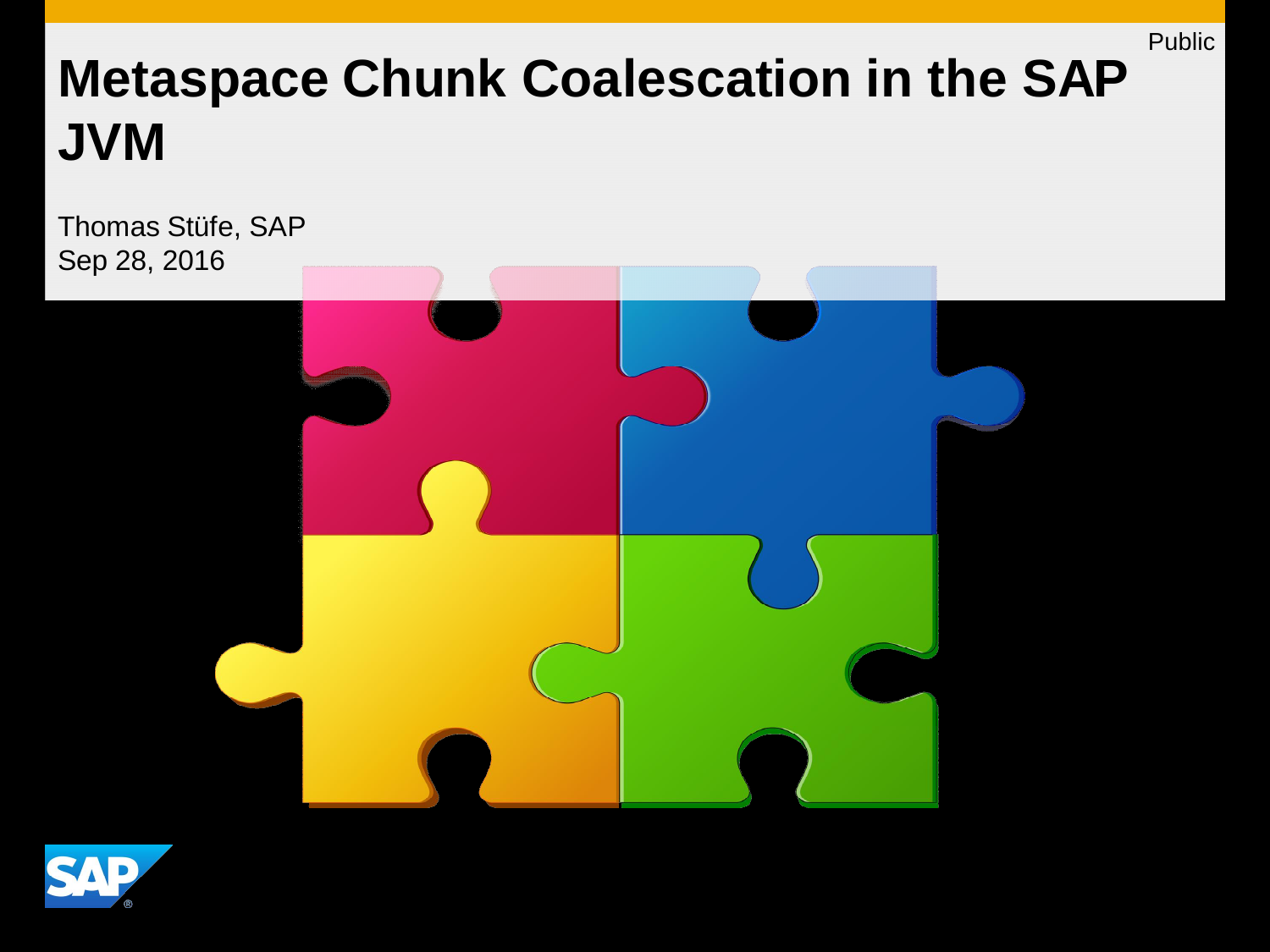Public

# Metaspace Chunk Coalescation in the SAP JVM

Thomas Stüfe, SAP
Sep 28, 2016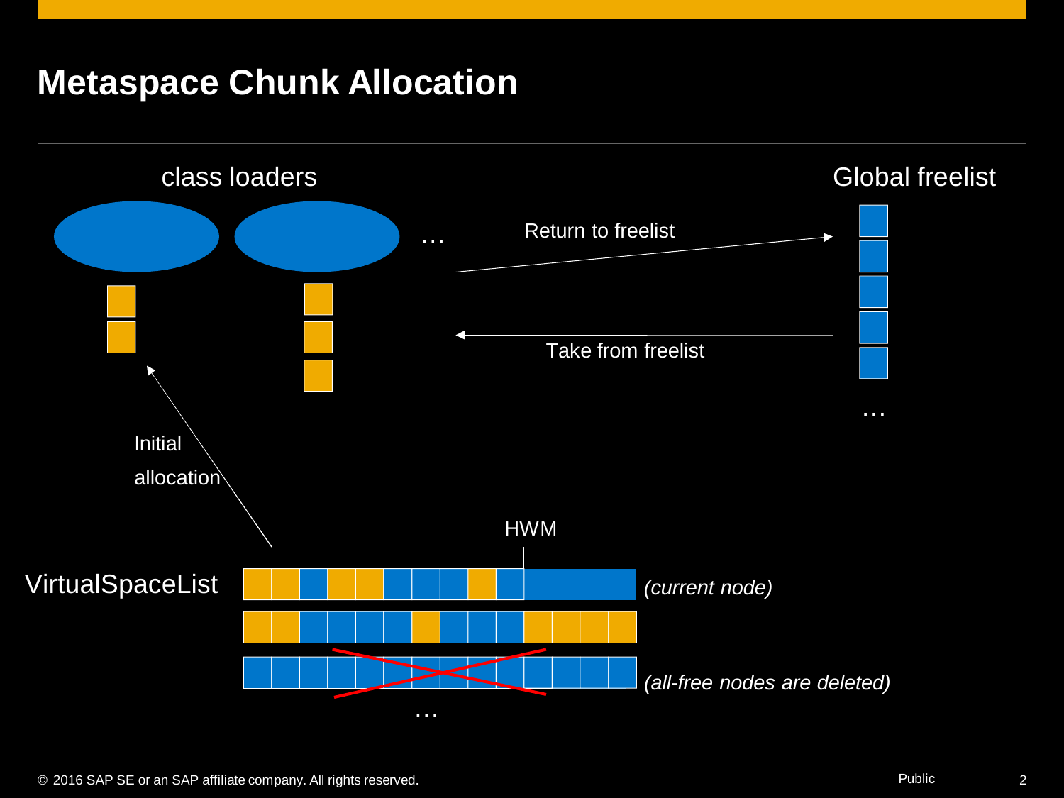# Metaspace Chunk Allocation

class loaders

…

Return to freelist

Take from freelist

Global freelist

…

Initial allocation

HWM

VirtualSpaceList

*(current node)*

*(all-free nodes are deleted)*

…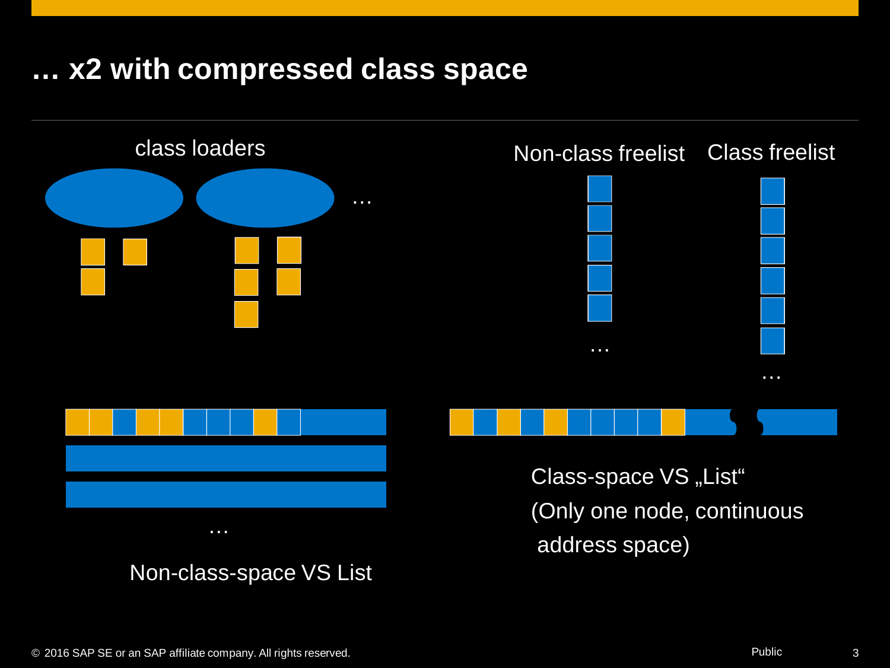# … x2 with compressed class space

class loaders

…

Non-class freelist

Class freelist

…

…

…

Non-class-space VS List

Class-space VS „List“

(Only one node, continuous address space)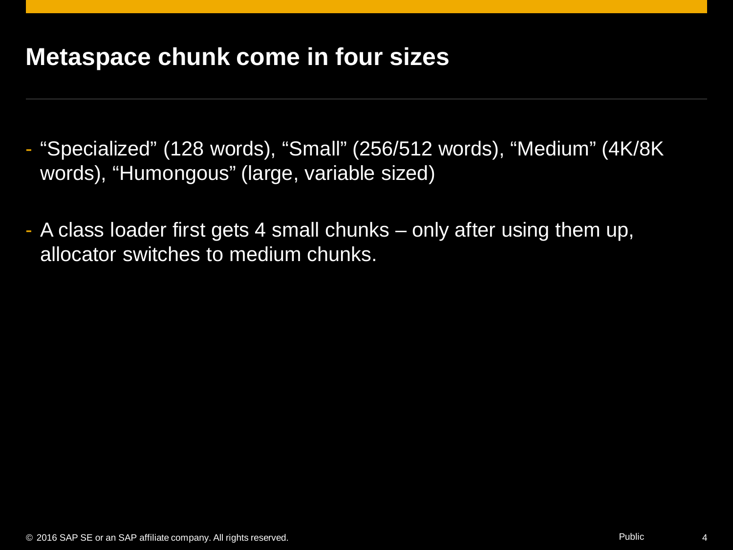# Metaspace chunk come in four sizes

- “Specialized” (128 words), “Small” (256/512 words), “Medium” (4K/8K words), “Humongous” (large, variable sized)
- A class loader first gets 4 small chunks – only after using them up, allocator switches to medium chunks.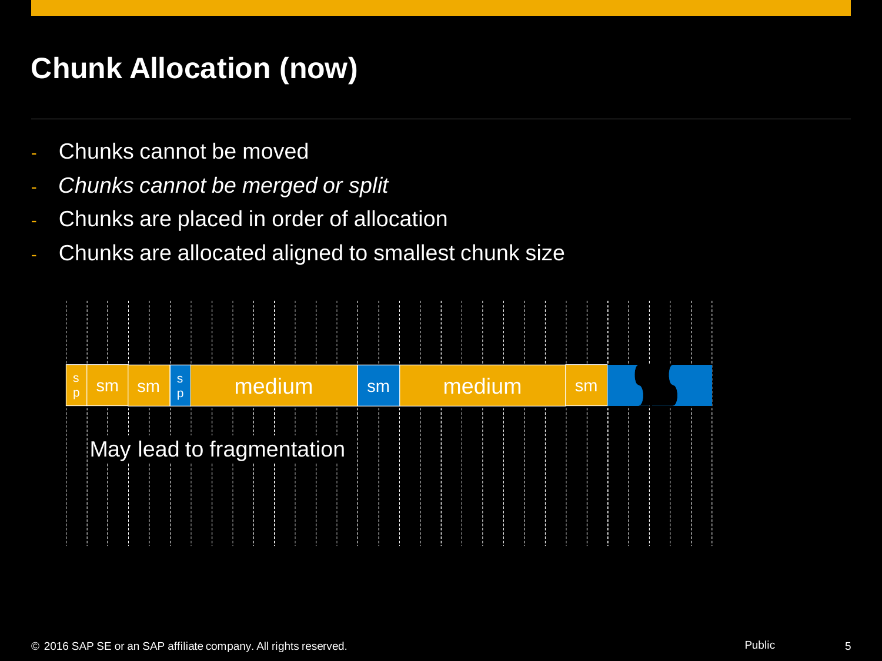# Chunk Allocation (now)

- Chunks cannot be moved
- *Chunks cannot be merged or split*
- Chunks are placed in order of allocation
- Chunks are allocated aligned to smallest chunk size

sp | sm | sm | sp | medium | sm | medium | sm

May lead to fragmentation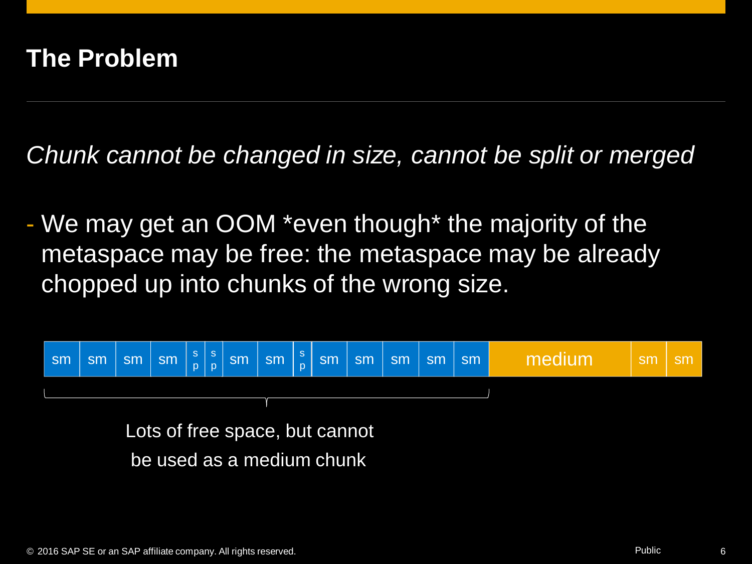# The Problem

*Chunk cannot be changed in size, cannot be split or merged*

- We may get an OOM *even though* the majority of the metaspace may be free: the metaspace may be already chopped up into chunks of the wrong size.

| sm | sm | sm | sm | sp | sp | sm | sm | sp | sm | sm | sm | sm | sm | medium | sm | sm |
|---|---|---|---|---|---|---|---|---|---|---|---|---|---|---|---|---|

Lots of free space, but cannot be used as a medium chunk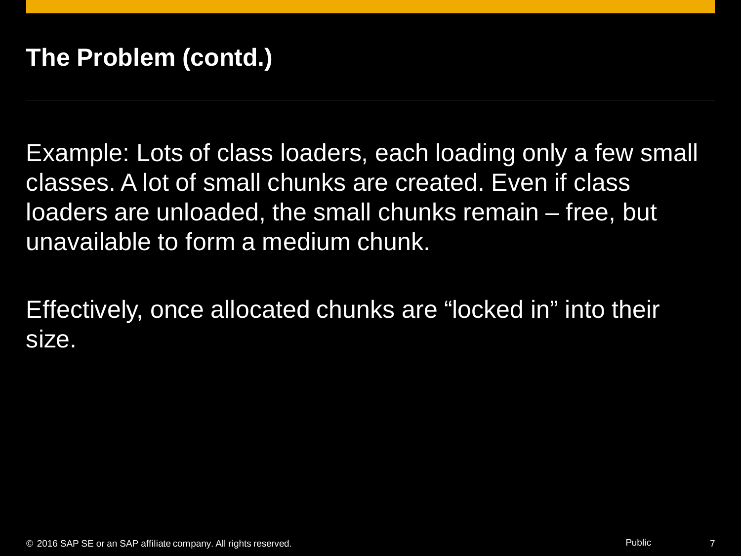# The Problem (contd.)

Example: Lots of class loaders, each loading only a few small classes. A lot of small chunks are created. Even if class loaders are unloaded, the small chunks remain – free, but unavailable to form a medium chunk.

Effectively, once allocated chunks are “locked in” into their size.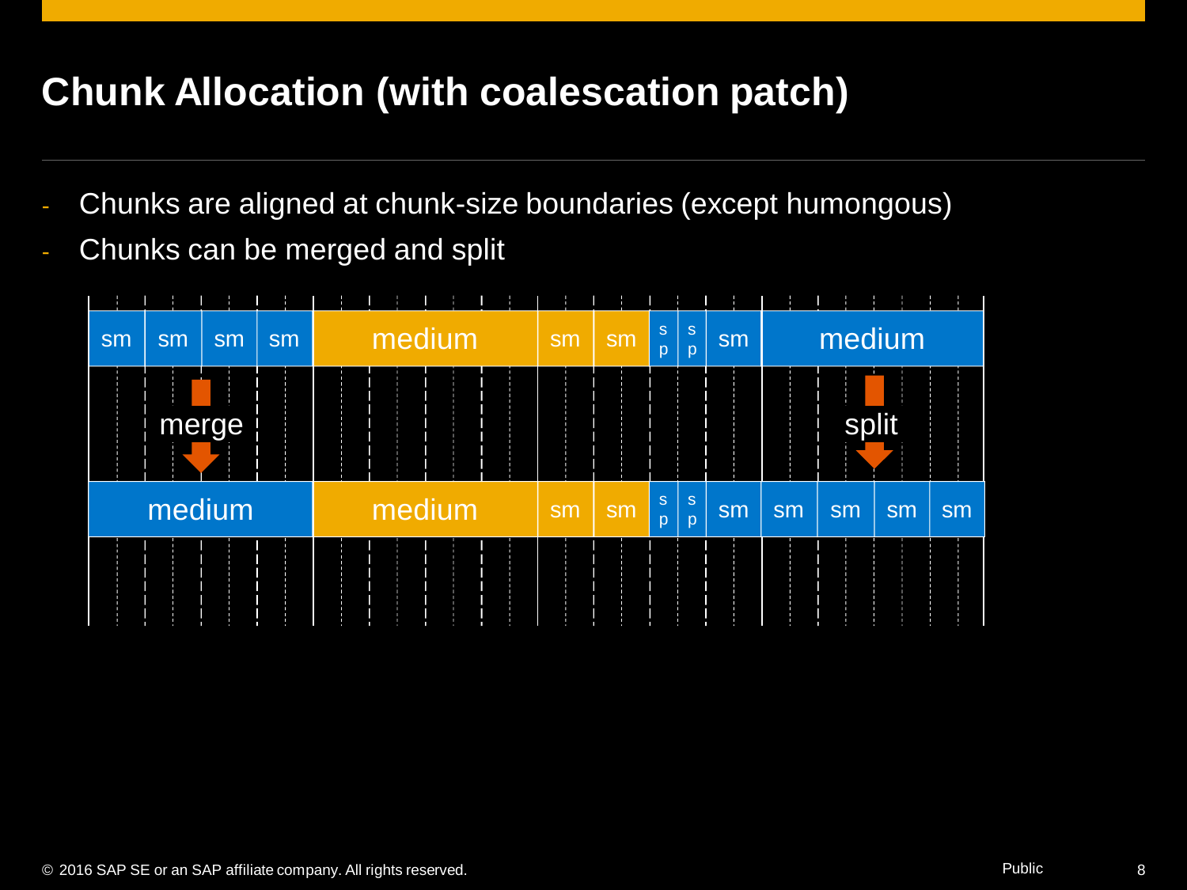# Chunk Allocation (with coalescation patch)

- Chunks are aligned at chunk-size boundaries (except humongous)
- Chunks can be merged and split

| sm | sm | sm | sm | medium | sm | sm | sp | sp | sm | medium |
|---|---|---|---|---|---|---|---|---|---|---|

merge ↓ &nbsp;&nbsp;&nbsp;&nbsp;&nbsp;&nbsp;&nbsp;&nbsp;&nbsp;&nbsp;&nbsp;&nbsp;&nbsp;&nbsp;&nbsp;&nbsp;&nbsp;&nbsp;&nbsp;&nbsp; split ↓

| medium | medium | sm | sm | sp | sp | sm | sm | sm | sm | sm |
|---|---|---|---|---|---|---|---|---|---|---|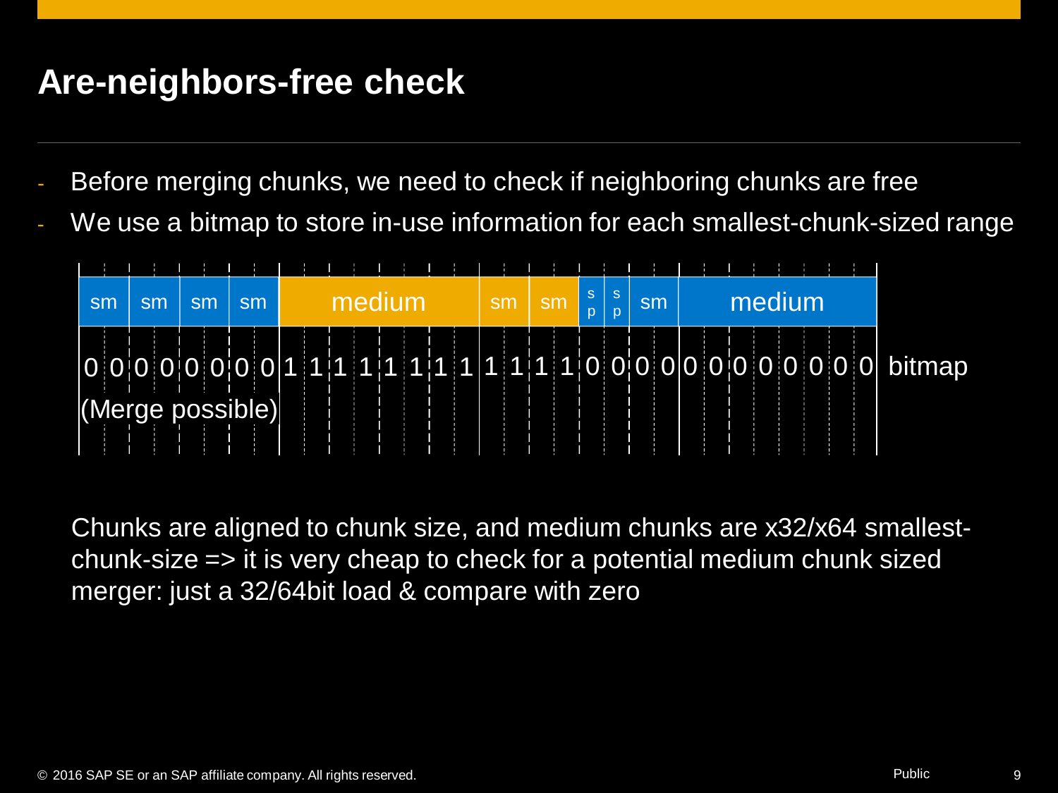# Are-neighbors-free check

- Before merging chunks, we need to check if neighboring chunks are free
- We use a bitmap to store in-use information for each smallest-chunk-sized range

| sm | sm | sm | sm | medium | sm | sm | sp | sp | sm | medium | |
|---|---|---|---|---|---|---|---|---|---|---|---|
| 0 0 | 0 0 | 0 0 | 0 0 | 1 1 1 1 1 1 1 1 | 1 1 | 1 1 | 0 | 0 | 0 0 | 0 0 0 0 0 0 0 0 | bitmap |
| (Merge possible) | | | | | | | | | | | |

Chunks are aligned to chunk size, and medium chunks are x32/x64 smallest-chunk-size => it is very cheap to check for a potential medium chunk sized merger: just a 32/64bit load & compare with zero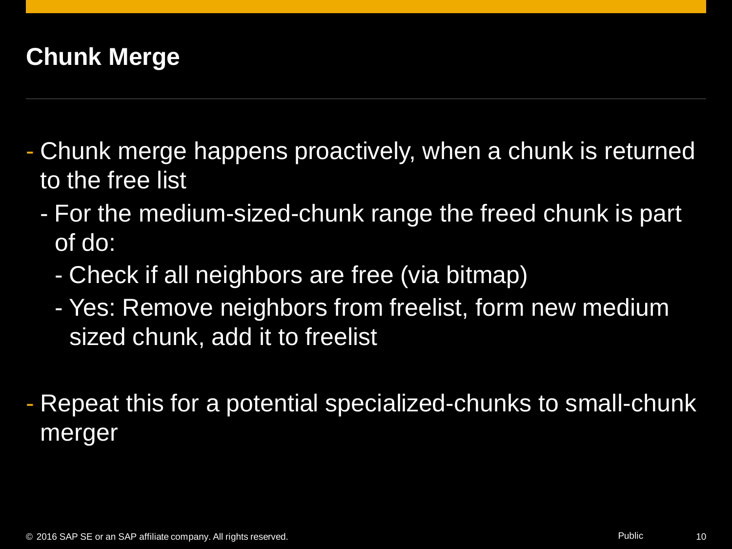## Chunk Merge

- Chunk merge happens proactively, when a chunk is returned to the free list
  - For the medium-sized-chunk range the freed chunk is part of do:
    - Check if all neighbors are free (via bitmap)
    - Yes: Remove neighbors from freelist, form new medium sized chunk, add it to freelist
- Repeat this for a potential specialized-chunks to small-chunk merger

© 2016 SAP SE or an SAP affiliate company. All rights reserved.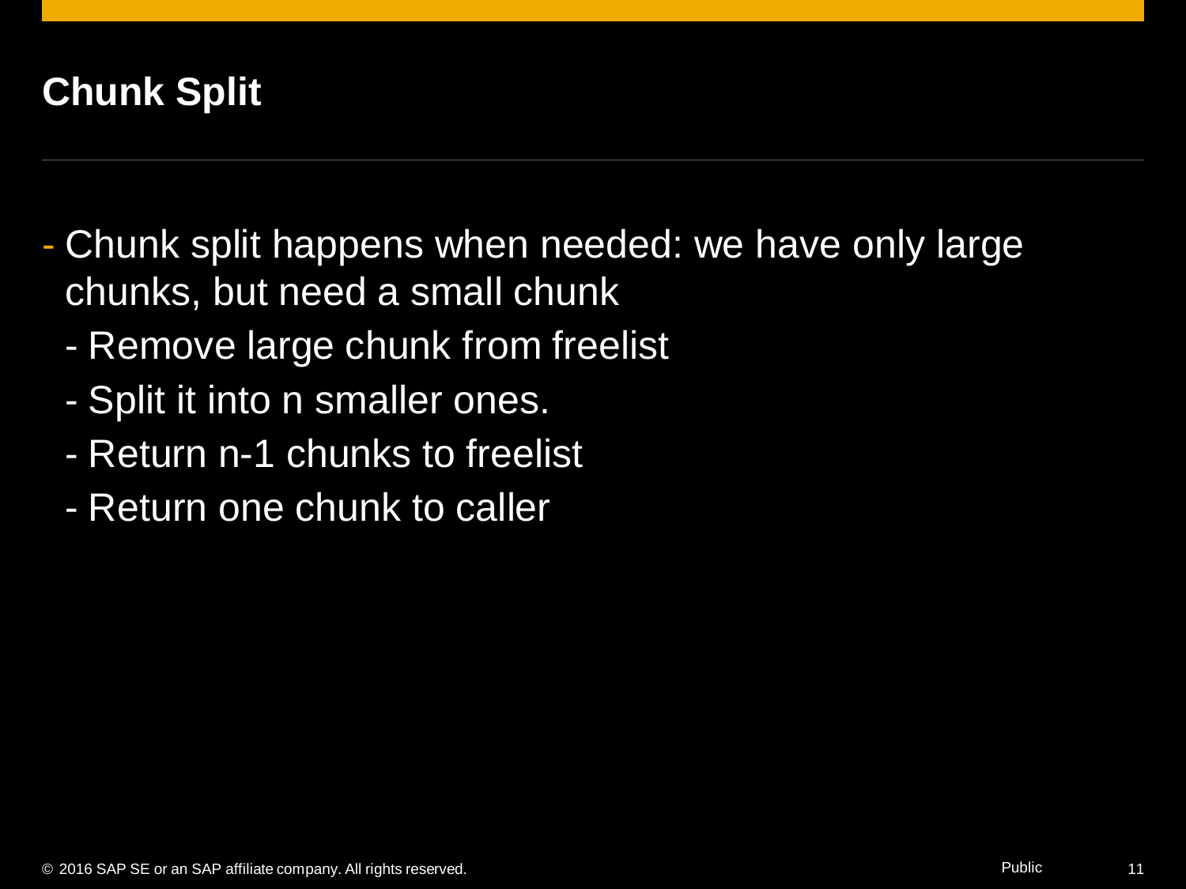# Chunk Split

- Chunk split happens when needed: we have only large chunks, but need a small chunk
  - Remove large chunk from freelist
  - Split it into n smaller ones.
  - Return n-1 chunks to freelist
  - Return one chunk to caller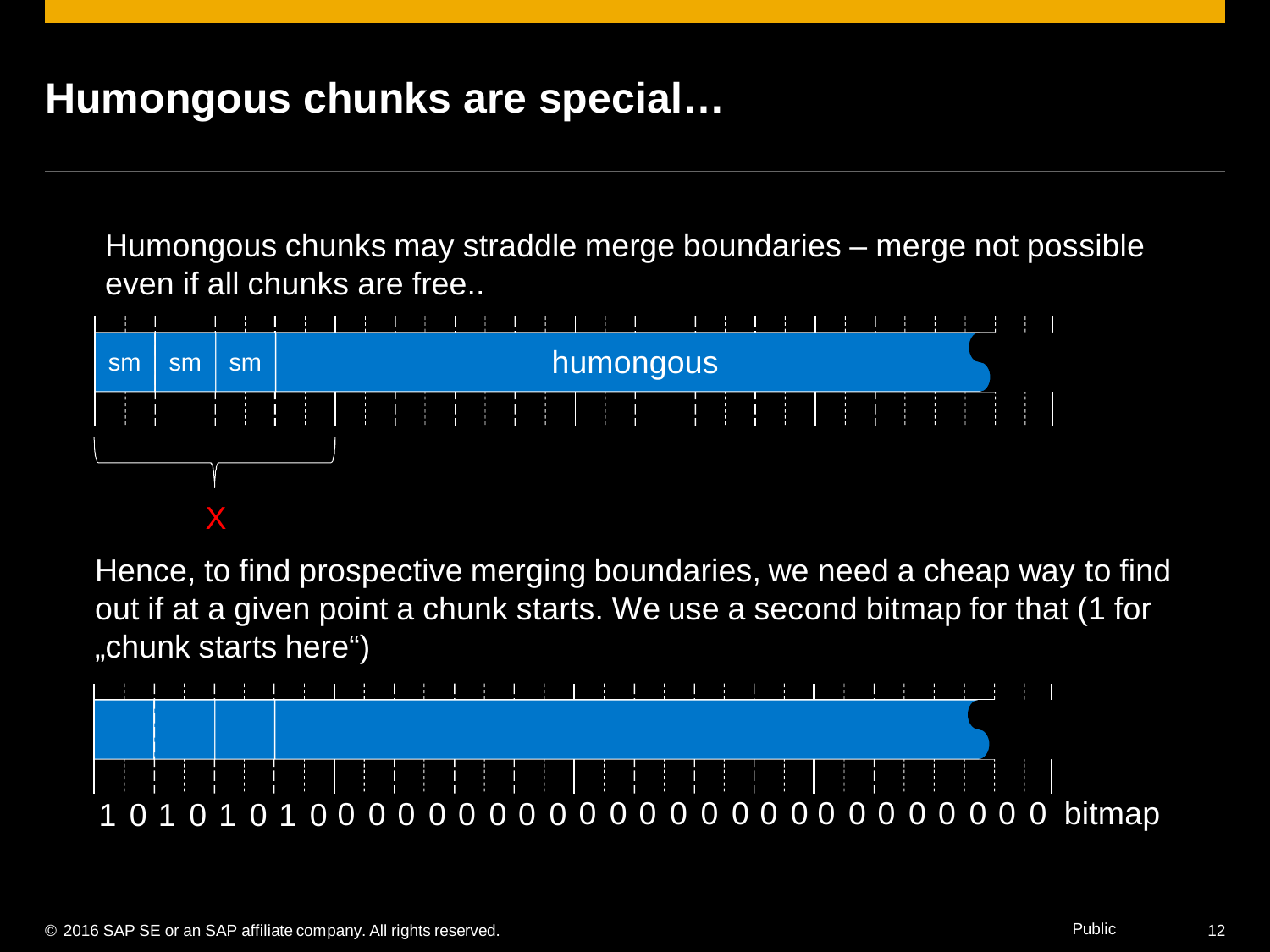# Humongous chunks are special…

Humongous chunks may straddle merge boundaries – merge not possible even if all chunks are free..

sm | sm | sm | humongous

X

Hence, to find prospective merging boundaries, we need a cheap way to find out if at a given point a chunk starts. We use a second bitmap for that (1 for „chunk starts here“)

1 0 1 0 1 0 1 0 0 0 0 0 0 0 0 0 0 0 0 0 0 0 0 0 0 0 0 0 0 0 0 0 bitmap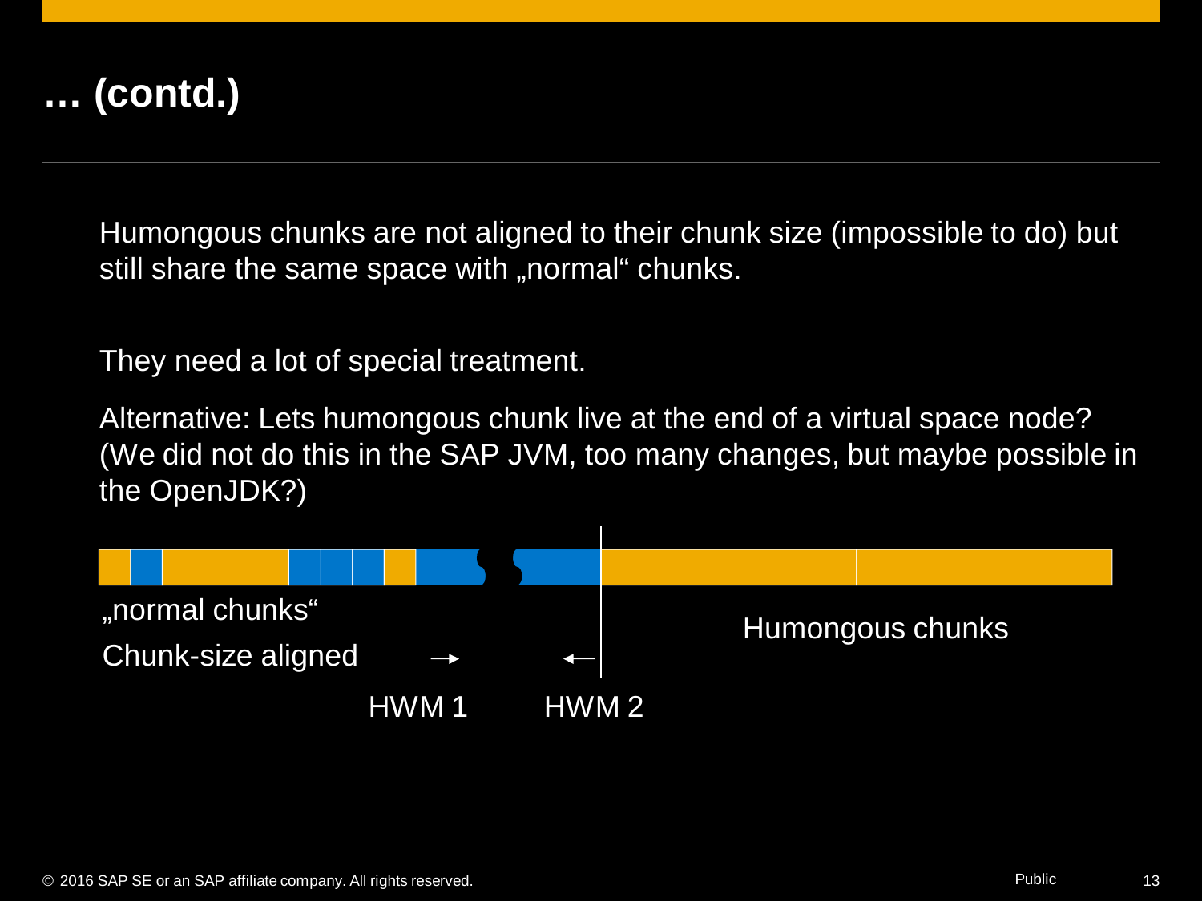# … (contd.)

Humongous chunks are not aligned to their chunk size (impossible to do) but still share the same space with „normal“ chunks.

They need a lot of special treatment.

Alternative: Lets humongous chunk live at the end of a virtual space node? (We did not do this in the SAP JVM, too many changes, but maybe possible in the OpenJDK?)

„normal chunks“

Chunk-size aligned

HWM 1

HWM 2

Humongous chunks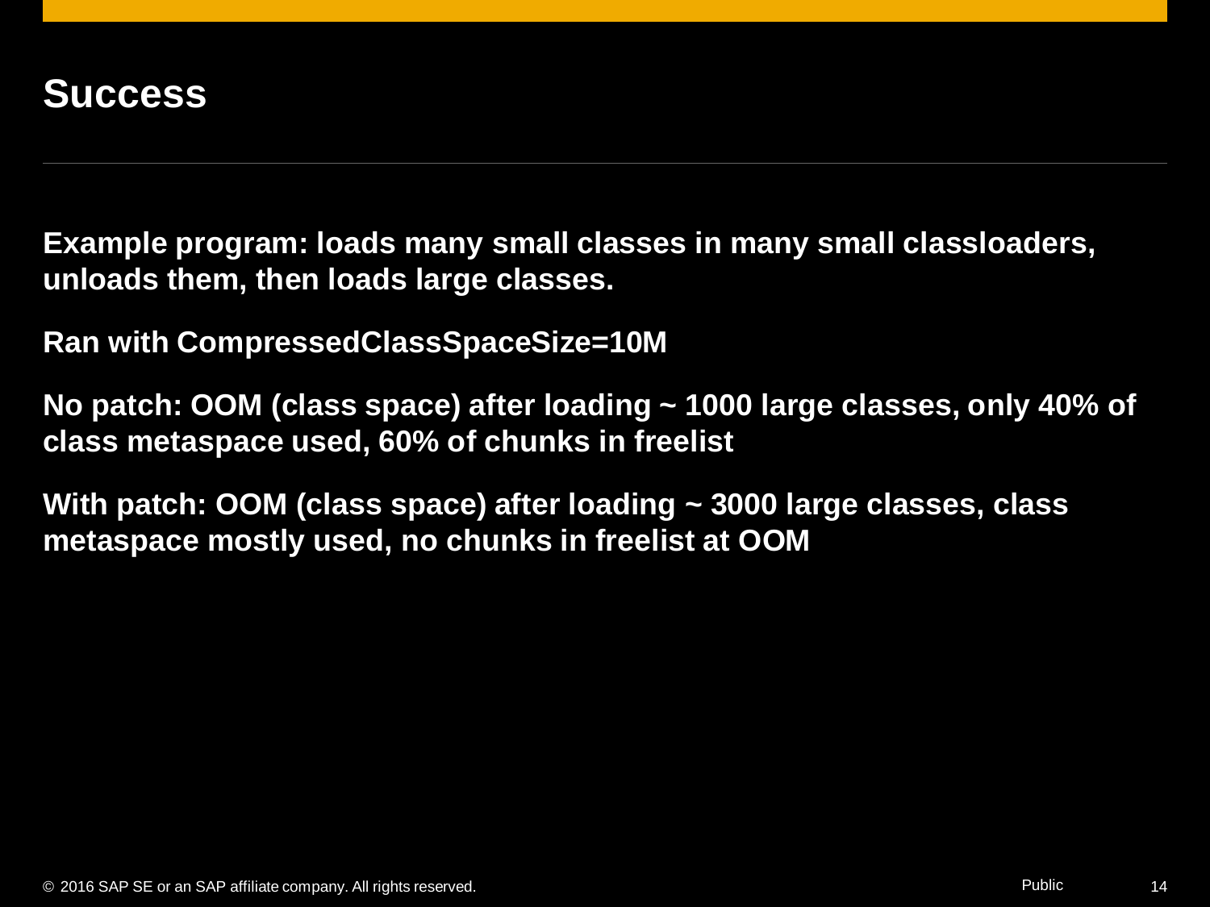# Success

**Example program: loads many small classes in many small classloaders, unloads them, then loads large classes.**

**Ran with CompressedClassSpaceSize=10M**

**No patch: OOM (class space) after loading ~ 1000 large classes, only 40% of class metaspace used, 60% of chunks in freelist**

**With patch: OOM (class space) after loading ~ 3000 large classes, class metaspace mostly used, no chunks in freelist at OOM**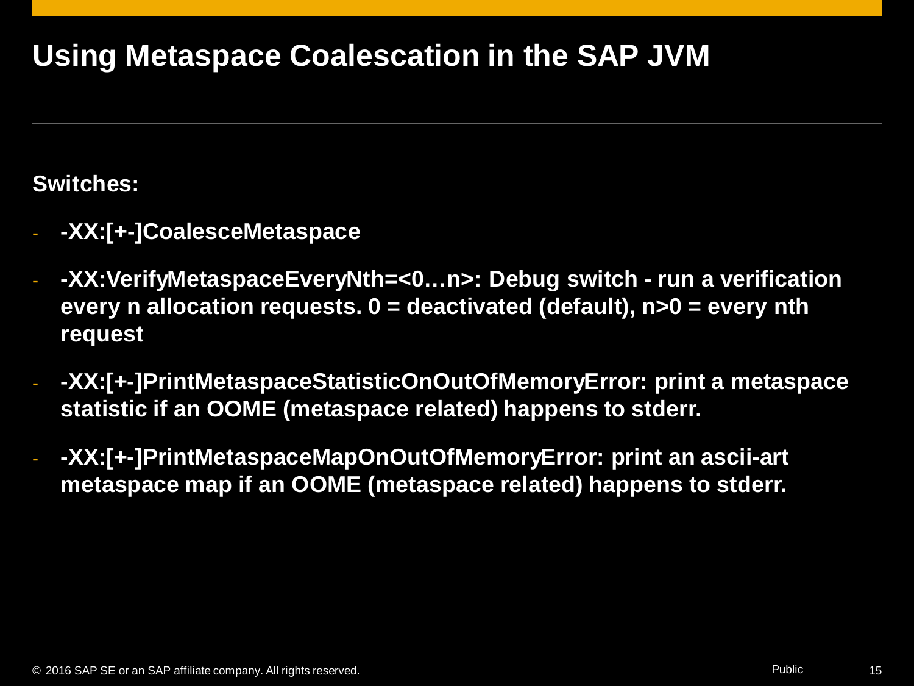# Using Metaspace Coalescation in the SAP JVM

**Switches:**

- **-XX:[+-]CoalesceMetaspace**
- **-XX:VerifyMetaspaceEveryNth=<0…n>: Debug switch - run a verification every n allocation requests. 0 = deactivated (default), n>0 = every nth request**
- **-XX:[+-]PrintMetaspaceStatisticOnOutOfMemoryError: print a metaspace statistic if an OOME (metaspace related) happens to stderr.**
- **-XX:[+-]PrintMetaspaceMapOnOutOfMemoryError: print an ascii-art metaspace map if an OOME (metaspace related) happens to stderr.**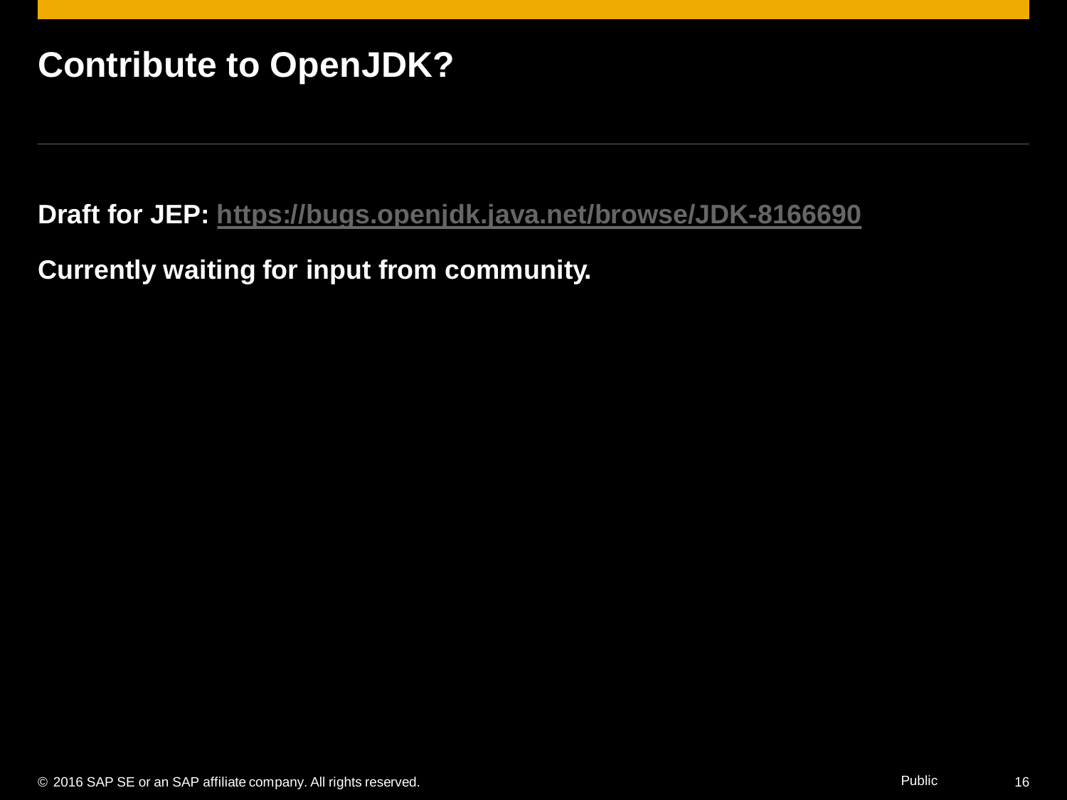# Contribute to OpenJDK?

**Draft for JEP:** **https://bugs.openjdk.java.net/browse/JDK-8166690**

**Currently waiting for input from community.**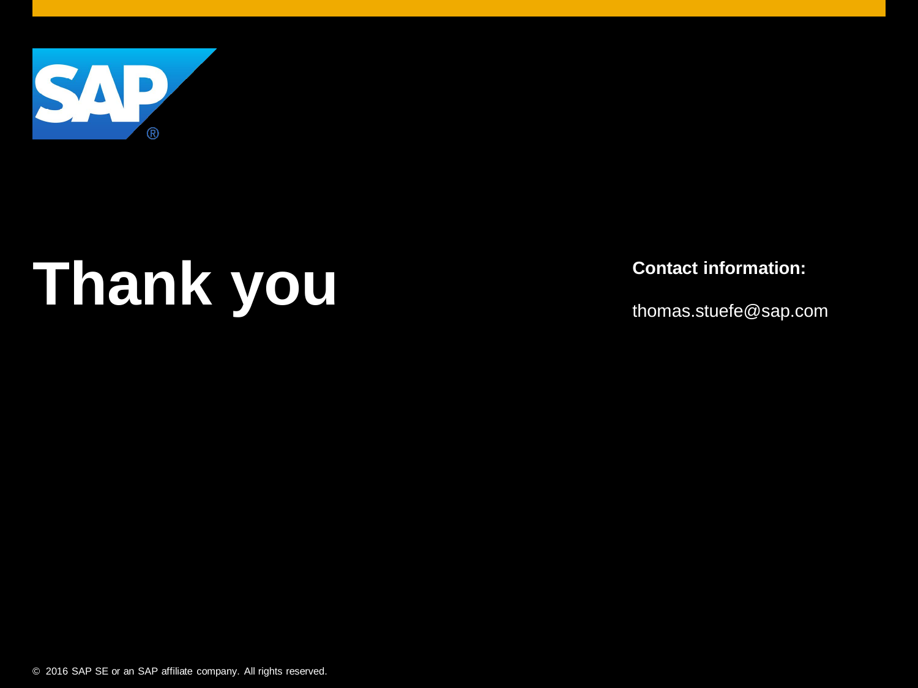# Thank you

**Contact information:**

thomas.stuefe@sap.com

© 2016 SAP SE or an SAP affiliate company. All rights reserved.